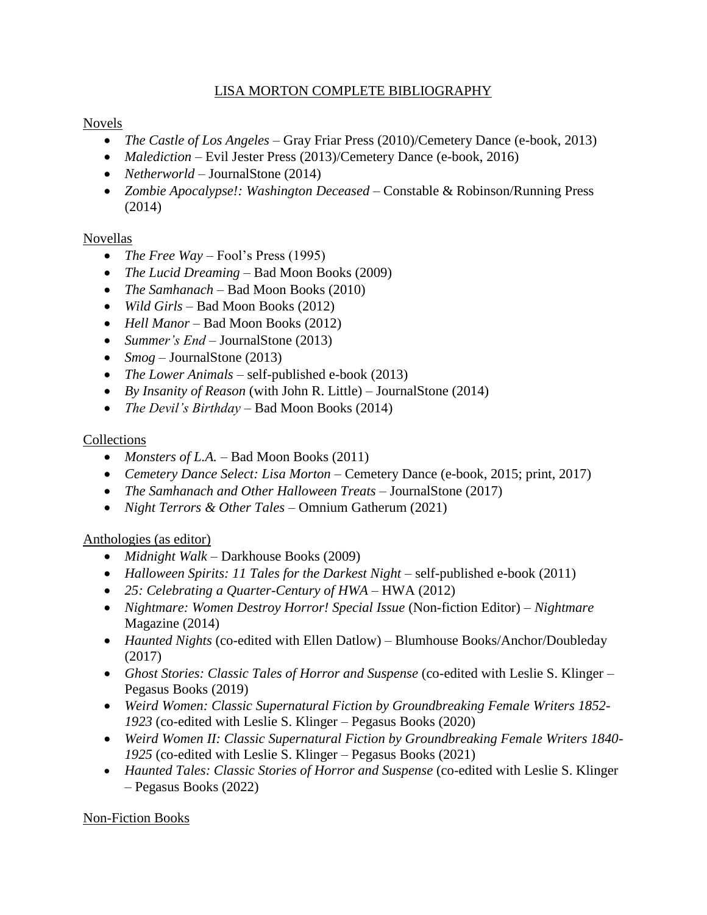# LISA MORTON COMPLETE BIBLIOGRAPHY

## Novels

- *The Castle of Los Angeles* – Gray Friar Press (2010)/Cemetery Dance (e-book, 2013)
- *Malediction* – Evil Jester Press (2013)/Cemetery Dance (e-book, 2016)
- *Netherworld* – JournalStone (2014)
- *Zombie Apocalypse!: Washington Deceased* – Constable & Robinson/Running Press (2014)

## Novellas

- *The Free Way* – Fool's Press (1995)
- *The Lucid Dreaming* – Bad Moon Books (2009)
- *The Samhanach* – Bad Moon Books (2010)
- *Wild Girls* – Bad Moon Books (2012)
- *Hell Manor* – Bad Moon Books (2012)
- *Summer's End* – JournalStone (2013)
- *Smog* – JournalStone (2013)
- *The Lower Animals* – self-published e-book (2013)
- *By Insanity of Reason* (with John R. Little) – JournalStone (2014)
- *The Devil's Birthday* – Bad Moon Books (2014)

## Collections

- *Monsters of L.A.* – Bad Moon Books (2011)
- *Cemetery Dance Select: Lisa Morton* – Cemetery Dance (e-book, 2015; print, 2017)
- *The Samhanach and Other Halloween Treats* – JournalStone (2017)
- *Night Terrors & Other Tales* – Omnium Gatherum (2021)

## Anthologies (as editor)

- *Midnight Walk* – Darkhouse Books (2009)
- *Halloween Spirits: 11 Tales for the Darkest Night* – self-published e-book (2011)
- *25: Celebrating a Quarter-Century of HWA* – HWA (2012)
- *Nightmare: Women Destroy Horror! Special Issue* (Non-fiction Editor) – *Nightmare* Magazine (2014)
- *Haunted Nights* (co-edited with Ellen Datlow) – Blumhouse Books/Anchor/Doubleday (2017)
- *Ghost Stories: Classic Tales of Horror and Suspense* (co-edited with Leslie S. Klinger – Pegasus Books (2019)
- *Weird Women: Classic Supernatural Fiction by Groundbreaking Female Writers 1852-1923* (co-edited with Leslie S. Klinger – Pegasus Books (2020)
- *Weird Women II: Classic Supernatural Fiction by Groundbreaking Female Writers 1840-1925* (co-edited with Leslie S. Klinger – Pegasus Books (2021)
- *Haunted Tales: Classic Stories of Horror and Suspense* (co-edited with Leslie S. Klinger – Pegasus Books (2022)

## Non-Fiction Books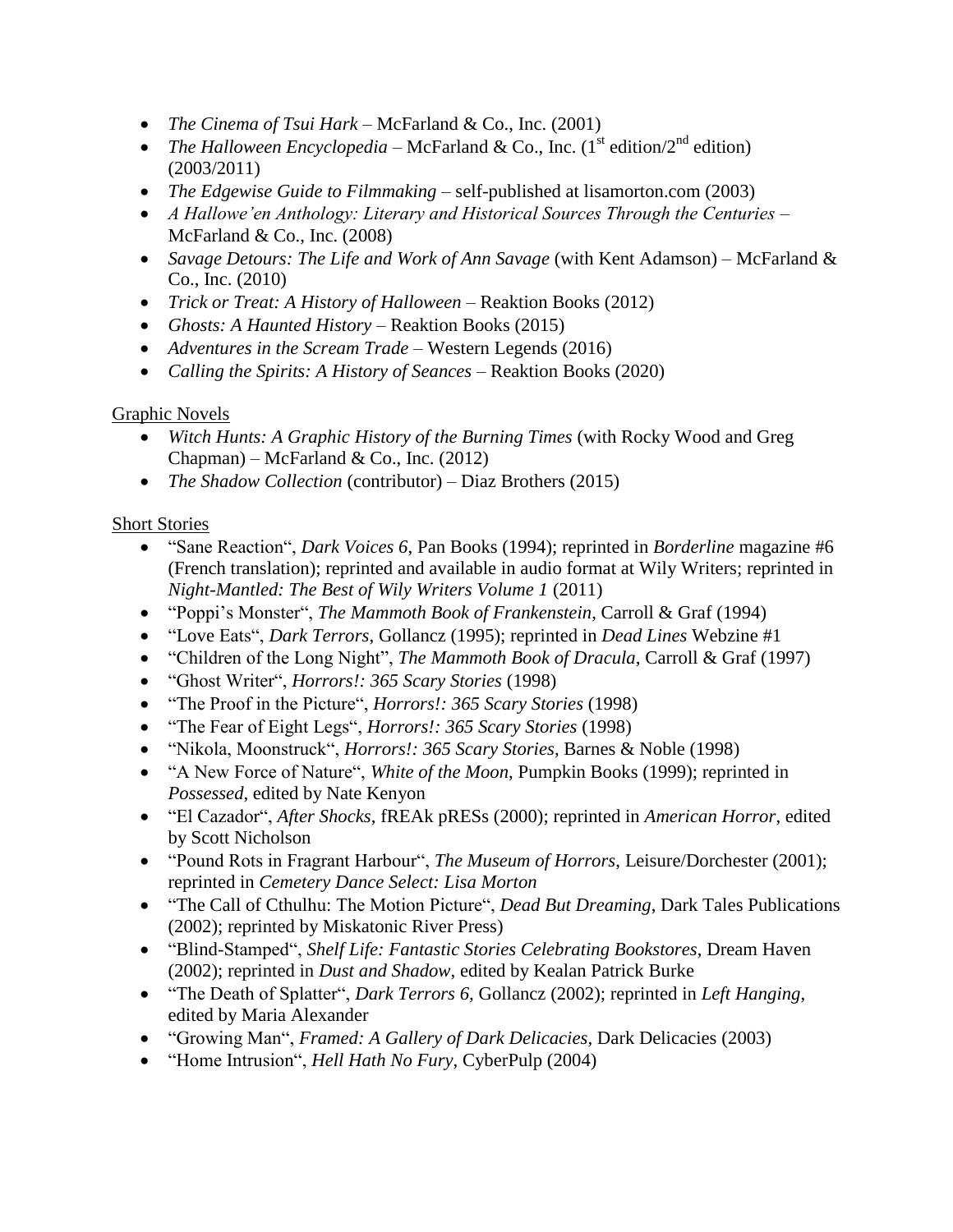- *The Cinema of Tsui Hark* – McFarland & Co., Inc. (2001)
- *The Halloween Encyclopedia* – McFarland & Co., Inc. (1st edition/2nd edition) (2003/2011)
- *The Edgewise Guide to Filmmaking* – self-published at lisamorton.com (2003)
- *A Hallowe'en Anthology: Literary and Historical Sources Through the Centuries* – McFarland & Co., Inc. (2008)
- *Savage Detours: The Life and Work of Ann Savage* (with Kent Adamson) – McFarland & Co., Inc. (2010)
- *Trick or Treat: A History of Halloween* – Reaktion Books (2012)
- *Ghosts: A Haunted History* – Reaktion Books (2015)
- *Adventures in the Scream Trade* – Western Legends (2016)
- *Calling the Spirits: A History of Seances* – Reaktion Books (2020)

Graphic Novels

- *Witch Hunts: A Graphic History of the Burning Times* (with Rocky Wood and Greg Chapman) – McFarland & Co., Inc. (2012)
- *The Shadow Collection* (contributor) – Diaz Brothers (2015)

Short Stories

- "Sane Reaction", *Dark Voices 6*, Pan Books (1994); reprinted in *Borderline* magazine #6 (French translation); reprinted and available in audio format at Wily Writers; reprinted in *Night-Mantled: The Best of Wily Writers Volume 1* (2011)
- "Poppi's Monster", *The Mammoth Book of Frankenstein*, Carroll & Graf (1994)
- "Love Eats", *Dark Terrors*, Gollancz (1995); reprinted in *Dead Lines* Webzine #1
- "Children of the Long Night", *The Mammoth Book of Dracula*, Carroll & Graf (1997)
- "Ghost Writer", *Horrors!: 365 Scary Stories* (1998)
- "The Proof in the Picture", *Horrors!: 365 Scary Stories* (1998)
- "The Fear of Eight Legs", *Horrors!: 365 Scary Stories* (1998)
- "Nikola, Moonstruck", *Horrors!: 365 Scary Stories*, Barnes & Noble (1998)
- "A New Force of Nature", *White of the Moon*, Pumpkin Books (1999); reprinted in *Possessed*, edited by Nate Kenyon
- "El Cazador", *After Shocks*, fREAk pRESs (2000); reprinted in *American Horror*, edited by Scott Nicholson
- "Pound Rots in Fragrant Harbour", *The Museum of Horrors*, Leisure/Dorchester (2001); reprinted in *Cemetery Dance Select: Lisa Morton*
- "The Call of Cthulhu: The Motion Picture", *Dead But Dreaming*, Dark Tales Publications (2002); reprinted by Miskatonic River Press)
- "Blind-Stamped", *Shelf Life: Fantastic Stories Celebrating Bookstores*, Dream Haven (2002); reprinted in *Dust and Shadow*, edited by Kealan Patrick Burke
- "The Death of Splatter", *Dark Terrors 6*, Gollancz (2002); reprinted in *Left Hanging*, edited by Maria Alexander
- "Growing Man", *Framed: A Gallery of Dark Delicacies*, Dark Delicacies (2003)
- "Home Intrusion", *Hell Hath No Fury*, CyberPulp (2004)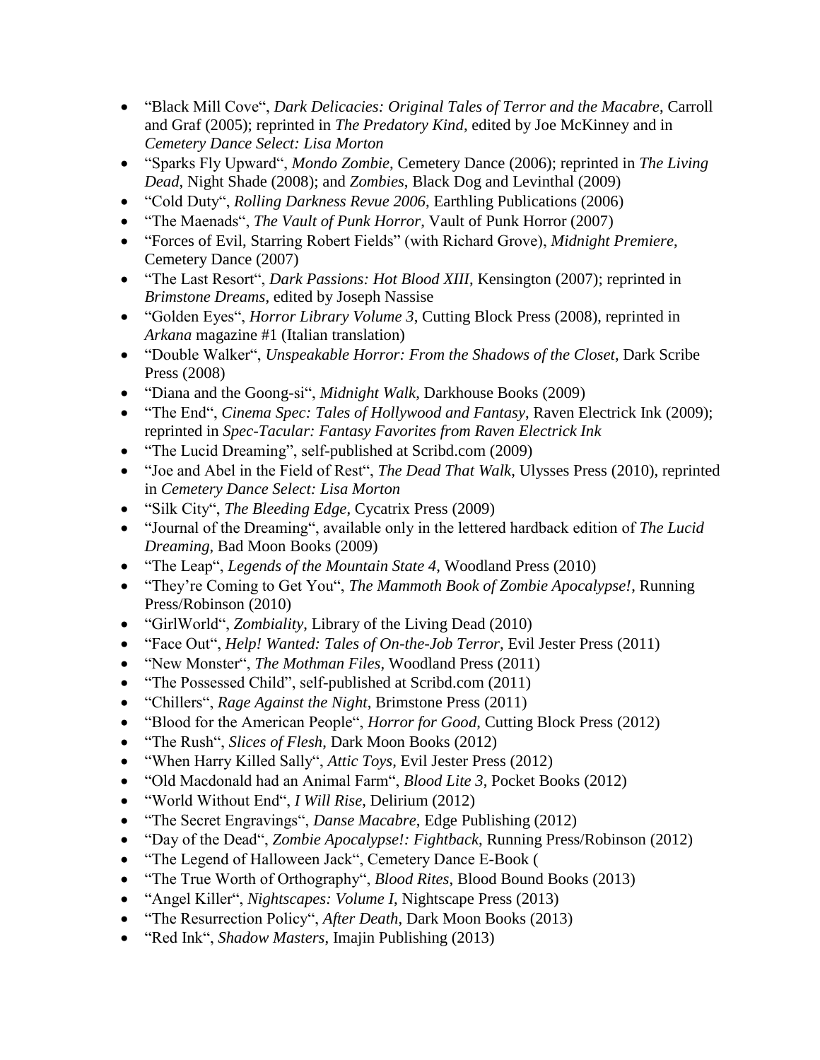- "Black Mill Cove", *Dark Delicacies: Original Tales of Terror and the Macabre*, Carroll and Graf (2005); reprinted in *The Predatory Kind*, edited by Joe McKinney and in *Cemetery Dance Select: Lisa Morton*
- "Sparks Fly Upward", *Mondo Zombie*, Cemetery Dance (2006); reprinted in *The Living Dead*, Night Shade (2008); and *Zombies*, Black Dog and Levinthal (2009)
- "Cold Duty", *Rolling Darkness Revue 2006*, Earthling Publications (2006)
- "The Maenads", *The Vault of Punk Horror*, Vault of Punk Horror (2007)
- "Forces of Evil, Starring Robert Fields" (with Richard Grove), *Midnight Premiere*, Cemetery Dance (2007)
- "The Last Resort", *Dark Passions: Hot Blood XIII*, Kensington (2007); reprinted in *Brimstone Dreams*, edited by Joseph Nassise
- "Golden Eyes", *Horror Library Volume 3*, Cutting Block Press (2008), reprinted in *Arkana* magazine #1 (Italian translation)
- "Double Walker", *Unspeakable Horror: From the Shadows of the Closet*, Dark Scribe Press (2008)
- "Diana and the Goong-si", *Midnight Walk*, Darkhouse Books (2009)
- "The End", *Cinema Spec: Tales of Hollywood and Fantasy*, Raven Electrick Ink (2009); reprinted in *Spec-Tacular: Fantasy Favorites from Raven Electrick Ink*
- "The Lucid Dreaming", self-published at Scribd.com (2009)
- "Joe and Abel in the Field of Rest", *The Dead That Walk*, Ulysses Press (2010), reprinted in *Cemetery Dance Select: Lisa Morton*
- "Silk City", *The Bleeding Edge*, Cycatrix Press (2009)
- "Journal of the Dreaming", available only in the lettered hardback edition of *The Lucid Dreaming*, Bad Moon Books (2009)
- "The Leap", *Legends of the Mountain State 4*, Woodland Press (2010)
- "They're Coming to Get You", *The Mammoth Book of Zombie Apocalypse!*, Running Press/Robinson (2010)
- "GirlWorld", *Zombiality*, Library of the Living Dead (2010)
- "Face Out", *Help! Wanted: Tales of On-the-Job Terror*, Evil Jester Press (2011)
- "New Monster", *The Mothman Files*, Woodland Press (2011)
- "The Possessed Child", self-published at Scribd.com (2011)
- "Chillers", *Rage Against the Night*, Brimstone Press (2011)
- "Blood for the American People", *Horror for Good*, Cutting Block Press (2012)
- "The Rush", *Slices of Flesh*, Dark Moon Books (2012)
- "When Harry Killed Sally", *Attic Toys*, Evil Jester Press (2012)
- "Old Macdonald had an Animal Farm", *Blood Lite 3*, Pocket Books (2012)
- "World Without End", *I Will Rise*, Delirium (2012)
- "The Secret Engravings", *Danse Macabre*, Edge Publishing (2012)
- "Day of the Dead", *Zombie Apocalypse!: Fightback*, Running Press/Robinson (2012)
- "The Legend of Halloween Jack", Cemetery Dance E-Book (
- "The True Worth of Orthography", *Blood Rites*, Blood Bound Books (2013)
- "Angel Killer", *Nightscapes: Volume I*, Nightscape Press (2013)
- "The Resurrection Policy", *After Death*, Dark Moon Books (2013)
- "Red Ink", *Shadow Masters*, Imajin Publishing (2013)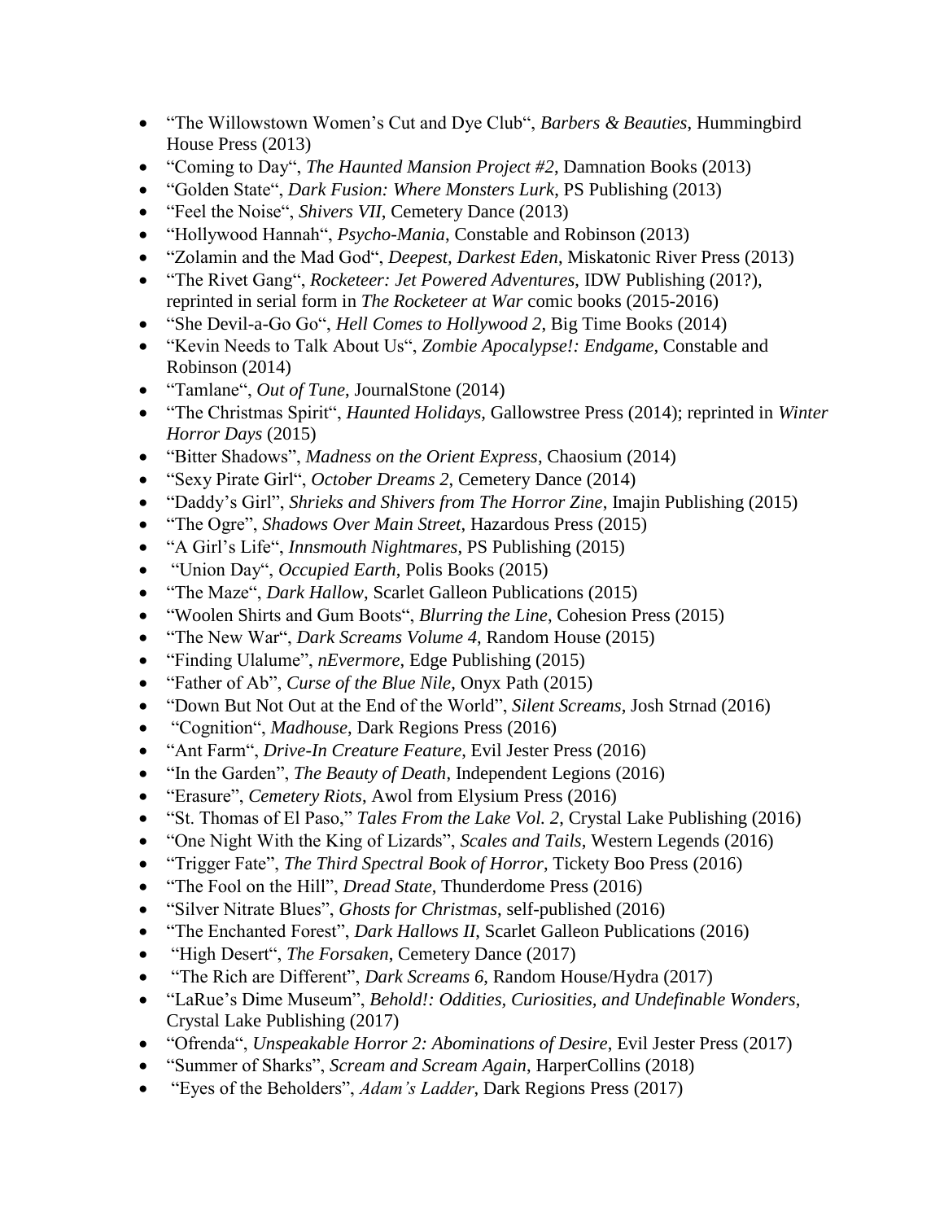- "The Willowstown Women's Cut and Dye Club", *Barbers & Beauties*, Hummingbird House Press (2013)
- "Coming to Day", *The Haunted Mansion Project #2*, Damnation Books (2013)
- "Golden State", *Dark Fusion: Where Monsters Lurk*, PS Publishing (2013)
- "Feel the Noise", *Shivers VII*, Cemetery Dance (2013)
- "Hollywood Hannah", *Psycho-Mania*, Constable and Robinson (2013)
- "Zolamin and the Mad God", *Deepest, Darkest Eden*, Miskatonic River Press (2013)
- "The Rivet Gang", *Rocketeer: Jet Powered Adventures*, IDW Publishing (201?), reprinted in serial form in *The Rocketeer at War* comic books (2015-2016)
- "She Devil-a-Go Go", *Hell Comes to Hollywood 2*, Big Time Books (2014)
- "Kevin Needs to Talk About Us", *Zombie Apocalypse!: Endgame*, Constable and Robinson (2014)
- "Tamlane", *Out of Tune*, JournalStone (2014)
- "The Christmas Spirit", *Haunted Holidays*, Gallowstree Press (2014); reprinted in *Winter Horror Days* (2015)
- "Bitter Shadows", *Madness on the Orient Express*, Chaosium (2014)
- "Sexy Pirate Girl", *October Dreams 2*, Cemetery Dance (2014)
- "Daddy's Girl", *Shrieks and Shivers from The Horror Zine*, Imajin Publishing (2015)
- "The Ogre", *Shadows Over Main Street*, Hazardous Press (2015)
- "A Girl's Life", *Innsmouth Nightmares*, PS Publishing (2015)
- "Union Day", *Occupied Earth*, Polis Books (2015)
- "The Maze", *Dark Hallow*, Scarlet Galleon Publications (2015)
- "Woolen Shirts and Gum Boots", *Blurring the Line*, Cohesion Press (2015)
- "The New War", *Dark Screams Volume 4*, Random House (2015)
- "Finding Ulalume", *nEvermore*, Edge Publishing (2015)
- "Father of Ab", *Curse of the Blue Nile*, Onyx Path (2015)
- "Down But Not Out at the End of the World", *Silent Screams*, Josh Strnad (2016)
- "Cognition", *Madhouse*, Dark Regions Press (2016)
- "Ant Farm", *Drive-In Creature Feature*, Evil Jester Press (2016)
- "In the Garden", *The Beauty of Death*, Independent Legions (2016)
- "Erasure", *Cemetery Riots*, Awol from Elysium Press (2016)
- "St. Thomas of El Paso," *Tales From the Lake Vol. 2*, Crystal Lake Publishing (2016)
- "One Night With the King of Lizards", *Scales and Tails*, Western Legends (2016)
- "Trigger Fate", *The Third Spectral Book of Horror*, Tickety Boo Press (2016)
- "The Fool on the Hill", *Dread State*, Thunderdome Press (2016)
- "Silver Nitrate Blues", *Ghosts for Christmas*, self-published (2016)
- "The Enchanted Forest", *Dark Hallows II*, Scarlet Galleon Publications (2016)
- "High Desert", *The Forsaken*, Cemetery Dance (2017)
- "The Rich are Different", *Dark Screams 6*, Random House/Hydra (2017)
- "LaRue's Dime Museum", *Behold!: Oddities, Curiosities, and Undefinable Wonders*, Crystal Lake Publishing (2017)
- "Ofrenda", *Unspeakable Horror 2: Abominations of Desire*, Evil Jester Press (2017)
- "Summer of Sharks", *Scream and Scream Again*, HarperCollins (2018)
- "Eyes of the Beholders", *Adam's Ladder*, Dark Regions Press (2017)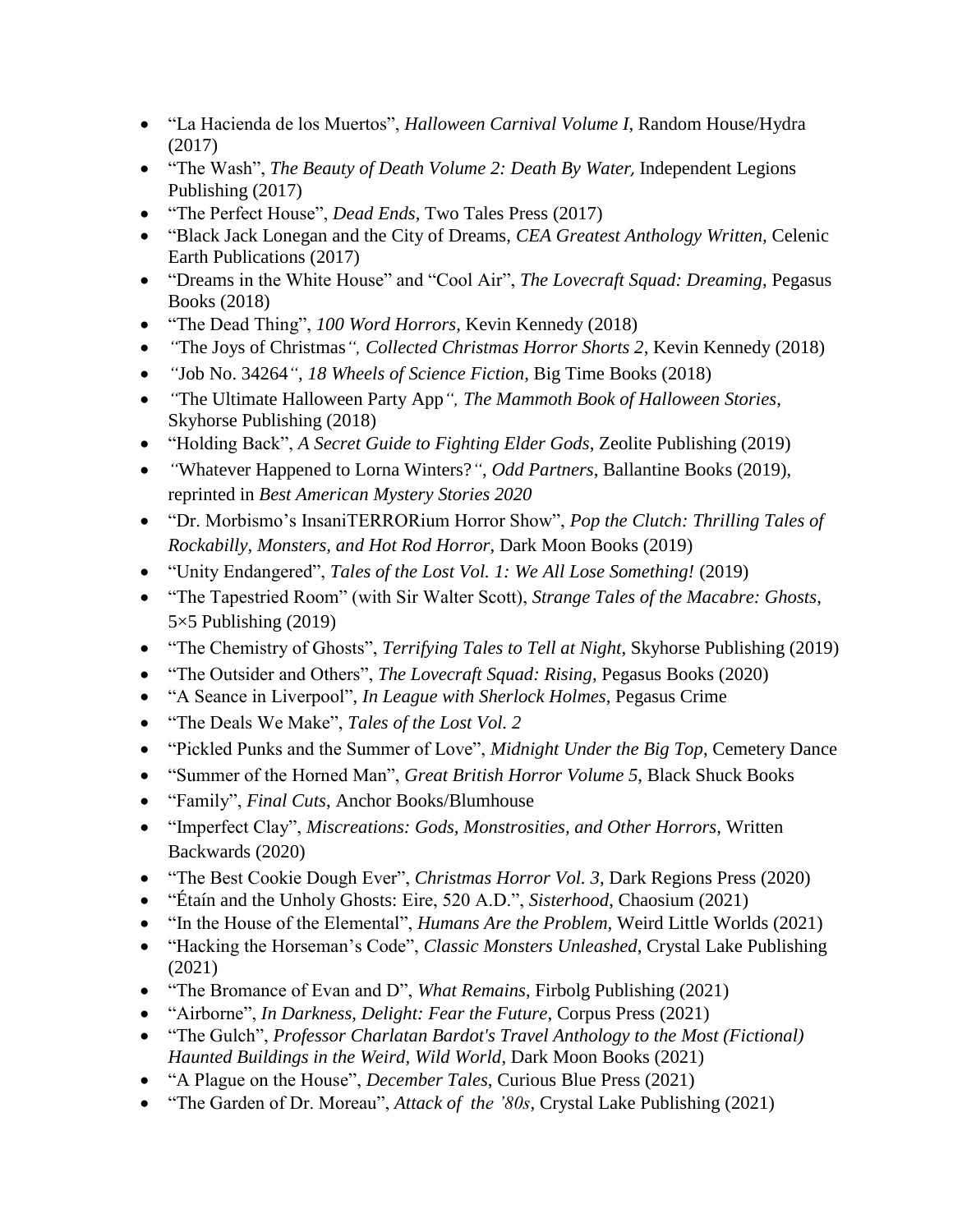- "La Hacienda de los Muertos", *Halloween Carnival Volume I*, Random House/Hydra (2017)
- "The Wash", *The Beauty of Death Volume 2: Death By Water,* Independent Legions Publishing (2017)
- "The Perfect House", *Dead Ends*, Two Tales Press (2017)
- "Black Jack Lonegan and the City of Dreams, *CEA Greatest Anthology Written*, Celenic Earth Publications (2017)
- "Dreams in the White House" and "Cool Air", *The Lovecraft Squad: Dreaming*, Pegasus Books (2018)
- "The Dead Thing", *100 Word Horrors*, Kevin Kennedy (2018)
- *"*The Joys of Christmas*", Collected Christmas Horror Shorts 2*, Kevin Kennedy (2018)
- *"*Job No. 34264*", 18 Wheels of Science Fiction*, Big Time Books (2018)
- *"*The Ultimate Halloween Party App*", The Mammoth Book of Halloween Stories*, Skyhorse Publishing (2018)
- "Holding Back", *A Secret Guide to Fighting Elder Gods*, Zeolite Publishing (2019)
- *"*Whatever Happened to Lorna Winters?*"*, *Odd Partners*, Ballantine Books (2019), reprinted in *Best American Mystery Stories 2020*
- "Dr. Morbismo's InsaniTERRORium Horror Show", *Pop the Clutch: Thrilling Tales of Rockabilly, Monsters, and Hot Rod Horror*, Dark Moon Books (2019)
- "Unity Endangered", *Tales of the Lost Vol. 1: We All Lose Something!* (2019)
- "The Tapestried Room" (with Sir Walter Scott), *Strange Tales of the Macabre: Ghosts*, 5×5 Publishing (2019)
- "The Chemistry of Ghosts", *Terrifying Tales to Tell at Night*, Skyhorse Publishing (2019)
- "The Outsider and Others", *The Lovecraft Squad: Rising*, Pegasus Books (2020)
- "A Seance in Liverpool", *In League with Sherlock Holmes*, Pegasus Crime
- "The Deals We Make", *Tales of the Lost Vol. 2*
- "Pickled Punks and the Summer of Love", *Midnight Under the Big Top*, Cemetery Dance
- "Summer of the Horned Man", *Great British Horror Volume 5*, Black Shuck Books
- "Family", *Final Cuts*, Anchor Books/Blumhouse
- "Imperfect Clay", *Miscreations: Gods, Monstrosities, and Other Horrors*, Written Backwards (2020)
- "The Best Cookie Dough Ever", *Christmas Horror Vol. 3*, Dark Regions Press (2020)
- "Étaín and the Unholy Ghosts: Eire, 520 A.D.", *Sisterhood*, Chaosium (2021)
- "In the House of the Elemental", *Humans Are the Problem,* Weird Little Worlds (2021)
- "Hacking the Horseman's Code", *Classic Monsters Unleashed*, Crystal Lake Publishing (2021)
- "The Bromance of Evan and D", *What Remains*, Firbolg Publishing (2021)
- "Airborne", *In Darkness, Delight: Fear the Future*, Corpus Press (2021)
- "The Gulch", *Professor Charlatan Bardot's Travel Anthology to the Most (Fictional) Haunted Buildings in the Weird, Wild World*, Dark Moon Books (2021)
- "A Plague on the House", *December Tales*, Curious Blue Press (2021)
- "The Garden of Dr. Moreau", *Attack of the '80s*, Crystal Lake Publishing (2021)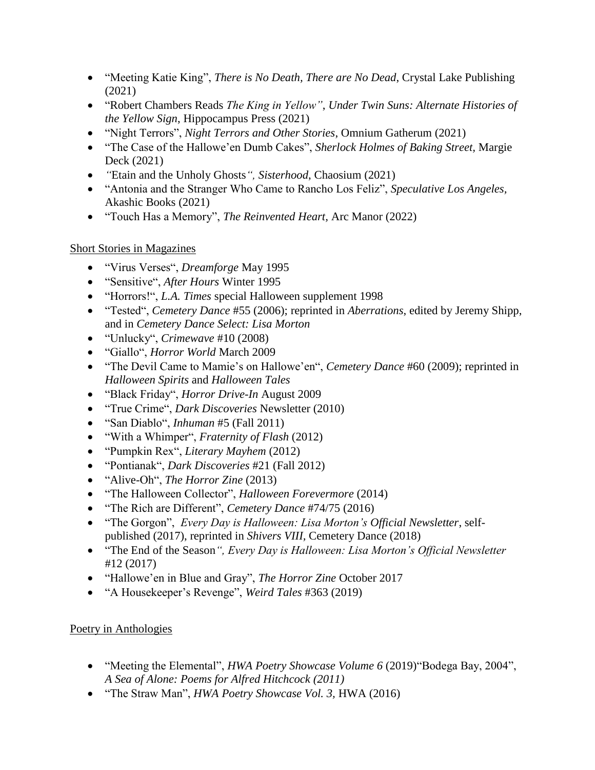- "Meeting Katie King", *There is No Death, There are No Dead*, Crystal Lake Publishing (2021)
- "Robert Chambers Reads *The King in Yellow", Under Twin Suns: Alternate Histories of the Yellow Sign*, Hippocampus Press (2021)
- "Night Terrors", *Night Terrors and Other Stories*, Omnium Gatherum (2021)
- "The Case of the Hallowe'en Dumb Cakes", *Sherlock Holmes of Baking Street,* Margie Deck (2021)
- *"*Etain and the Unholy Ghosts*", Sisterhood,* Chaosium (2021)
- "Antonia and the Stranger Who Came to Rancho Los Feliz", *Speculative Los Angeles,* Akashic Books (2021)
- "Touch Has a Memory", *The Reinvented Heart,* Arc Manor (2022)

Short Stories in Magazines

- "Virus Verses", *Dreamforge* May 1995
- "Sensitive", *After Hours* Winter 1995
- "Horrors!", *L.A. Times* special Halloween supplement 1998
- "Tested", *Cemetery Dance* #55 (2006); reprinted in *Aberrations*, edited by Jeremy Shipp, and in *Cemetery Dance Select: Lisa Morton*
- "Unlucky", *Crimewave* #10 (2008)
- "Giallo", *Horror World* March 2009
- "The Devil Came to Mamie's on Hallowe'en", *Cemetery Dance* #60 (2009); reprinted in *Halloween Spirits* and *Halloween Tales*
- "Black Friday", *Horror Drive-In* August 2009
- "True Crime", *Dark Discoveries* Newsletter (2010)
- "San Diablo", *Inhuman* #5 (Fall 2011)
- "With a Whimper", *Fraternity of Flash* (2012)
- "Pumpkin Rex", *Literary Mayhem* (2012)
- "Pontianak", *Dark Discoveries* #21 (Fall 2012)
- "Alive-Oh", *The Horror Zine* (2013)
- "The Halloween Collector", *Halloween Forevermore* (2014)
- "The Rich are Different", *Cemetery Dance* #74/75 (2016)
- "The Gorgon", *Every Day is Halloween: Lisa Morton's Official Newsletter*, self-published (2017), reprinted in *Shivers VIII,* Cemetery Dance (2018)
- "The End of the Season*", Every Day is Halloween: Lisa Morton's Official Newsletter* #12 (2017)
- "Hallowe'en in Blue and Gray", *The Horror Zine* October 2017
- "A Housekeeper's Revenge", *Weird Tales* #363 (2019)

Poetry in Anthologies

- "Meeting the Elemental", *HWA Poetry Showcase Volume 6* (2019)"Bodega Bay, 2004", *A Sea of Alone: Poems for Alfred Hitchcock (2011)*
- "The Straw Man", *HWA Poetry Showcase Vol. 3,* HWA (2016)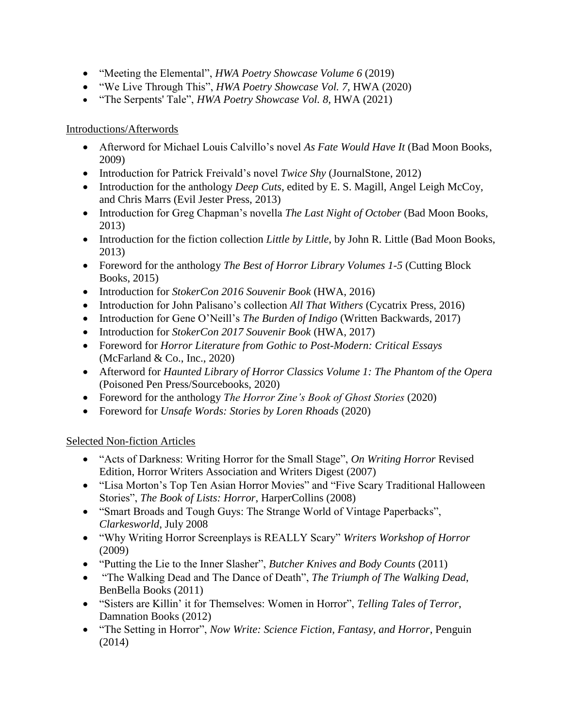- "Meeting the Elemental", *HWA Poetry Showcase Volume 6* (2019)
- "We Live Through This", *HWA Poetry Showcase Vol. 7*, HWA (2020)
- "The Serpents' Tale", *HWA Poetry Showcase Vol. 8*, HWA (2021)

Introductions/Afterwords

- Afterword for Michael Louis Calvillo's novel *As Fate Would Have It* (Bad Moon Books, 2009)
- Introduction for Patrick Freivald's novel *Twice Shy* (JournalStone, 2012)
- Introduction for the anthology *Deep Cuts*, edited by E. S. Magill, Angel Leigh McCoy, and Chris Marrs (Evil Jester Press, 2013)
- Introduction for Greg Chapman's novella *The Last Night of October* (Bad Moon Books, 2013)
- Introduction for the fiction collection *Little by Little*, by John R. Little (Bad Moon Books, 2013)
- Foreword for the anthology *The Best of Horror Library Volumes 1-5* (Cutting Block Books, 2015)
- Introduction for *StokerCon 2016 Souvenir Book* (HWA, 2016)
- Introduction for John Palisano's collection *All That Withers* (Cycatrix Press, 2016)
- Introduction for Gene O'Neill's *The Burden of Indigo* (Written Backwards, 2017)
- Introduction for *StokerCon 2017 Souvenir Book* (HWA, 2017)
- Foreword for *Horror Literature from Gothic to Post-Modern: Critical Essays* (McFarland & Co., Inc., 2020)
- Afterword for *Haunted Library of Horror Classics Volume 1: The Phantom of the Opera* (Poisoned Pen Press/Sourcebooks, 2020)
- Foreword for the anthology *The Horror Zine's Book of Ghost Stories* (2020)
- Foreword for *Unsafe Words: Stories by Loren Rhoads* (2020)

Selected Non-fiction Articles

- "Acts of Darkness: Writing Horror for the Small Stage", *On Writing Horror* Revised Edition, Horror Writers Association and Writers Digest (2007)
- "Lisa Morton's Top Ten Asian Horror Movies" and "Five Scary Traditional Halloween Stories", *The Book of Lists: Horror*, HarperCollins (2008)
- "Smart Broads and Tough Guys: The Strange World of Vintage Paperbacks", *Clarkesworld*, July 2008
- "Why Writing Horror Screenplays is REALLY Scary" *Writers Workshop of Horror* (2009)
- "Putting the Lie to the Inner Slasher", *Butcher Knives and Body Counts* (2011)
- "The Walking Dead and The Dance of Death", *The Triumph of The Walking Dead*, BenBella Books (2011)
- "Sisters are Killin' it for Themselves: Women in Horror", *Telling Tales of Terror*, Damnation Books (2012)
- "The Setting in Horror", *Now Write: Science Fiction, Fantasy, and Horror*, Penguin (2014)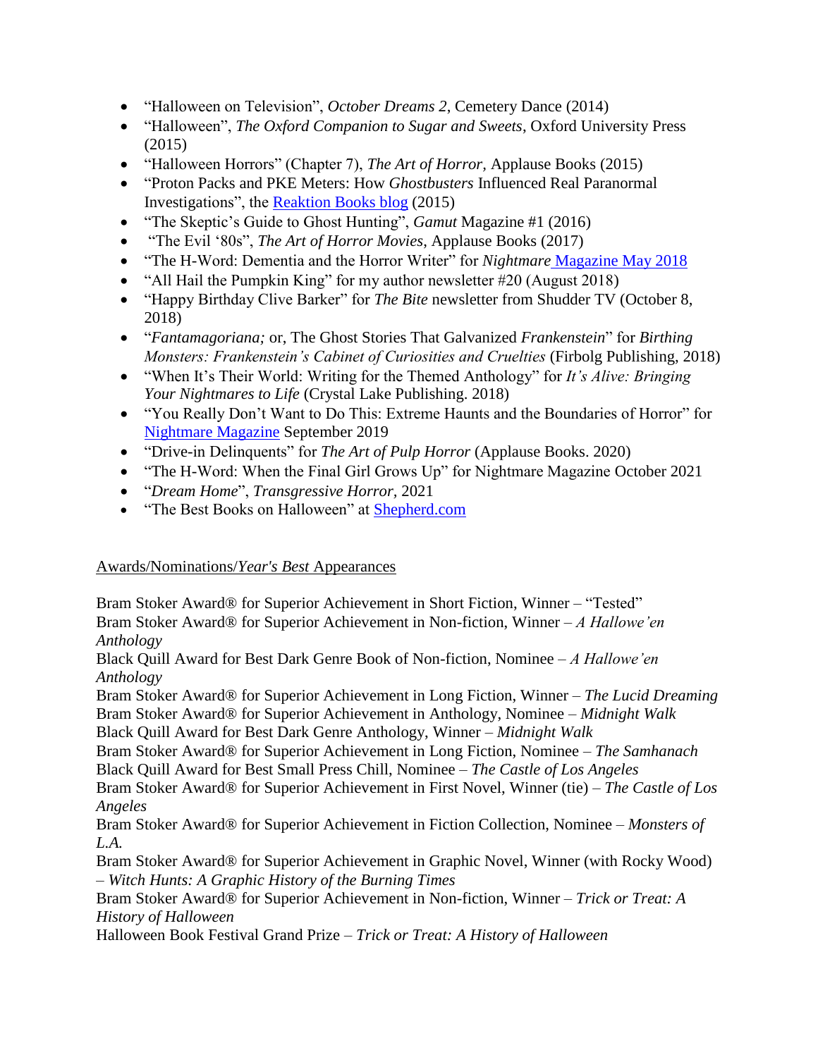- "Halloween on Television", *October Dreams 2*, Cemetery Dance (2014)
- "Halloween", *The Oxford Companion to Sugar and Sweets*, Oxford University Press (2015)
- "Halloween Horrors" (Chapter 7), *The Art of Horror*, Applause Books (2015)
- "Proton Packs and PKE Meters: How *Ghostbusters* Influenced Real Paranormal Investigations", the Reaktion Books blog (2015)
- "The Skeptic's Guide to Ghost Hunting", *Gamut* Magazine #1 (2016)
- "The Evil '80s", *The Art of Horror Movies*, Applause Books (2017)
- "The H-Word: Dementia and the Horror Writer" for *Nightmare* Magazine May 2018
- "All Hail the Pumpkin King" for my author newsletter #20 (August 2018)
- "Happy Birthday Clive Barker" for *The Bite* newsletter from Shudder TV (October 8, 2018)
- "*Fantamagoriana;* or, The Ghost Stories That Galvanized *Frankenstein*" for *Birthing Monsters: Frankenstein's Cabinet of Curiosities and Cruelties* (Firbolg Publishing, 2018)
- "When It's Their World: Writing for the Themed Anthology" for *It's Alive: Bringing Your Nightmares to Life* (Crystal Lake Publishing. 2018)
- "You Really Don't Want to Do This: Extreme Haunts and the Boundaries of Horror" for Nightmare Magazine September 2019
- "Drive-in Delinquents" for *The Art of Pulp Horror* (Applause Books. 2020)
- "The H-Word: When the Final Girl Grows Up" for Nightmare Magazine October 2021
- "*Dream Home*", *Transgressive Horror*, 2021
- "The Best Books on Halloween" at Shepherd.com

## Awards/Nominations/*Year's Best* Appearances

Bram Stoker Award® for Superior Achievement in Short Fiction, Winner – "Tested"
Bram Stoker Award® for Superior Achievement in Non-fiction, Winner – *A Hallowe'en Anthology*
Black Quill Award for Best Dark Genre Book of Non-fiction, Nominee – *A Hallowe'en Anthology*
Bram Stoker Award® for Superior Achievement in Long Fiction, Winner – *The Lucid Dreaming*
Bram Stoker Award® for Superior Achievement in Anthology, Nominee – *Midnight Walk*
Black Quill Award for Best Dark Genre Anthology, Winner – *Midnight Walk*
Bram Stoker Award® for Superior Achievement in Long Fiction, Nominee – *The Samhanach*
Black Quill Award for Best Small Press Chill, Nominee – *The Castle of Los Angeles*
Bram Stoker Award® for Superior Achievement in First Novel, Winner (tie) – *The Castle of Los Angeles*
Bram Stoker Award® for Superior Achievement in Fiction Collection, Nominee – *Monsters of L.A.*
Bram Stoker Award® for Superior Achievement in Graphic Novel, Winner (with Rocky Wood) – *Witch Hunts: A Graphic History of the Burning Times*
Bram Stoker Award® for Superior Achievement in Non-fiction, Winner – *Trick or Treat: A History of Halloween*
Halloween Book Festival Grand Prize – *Trick or Treat: A History of Halloween*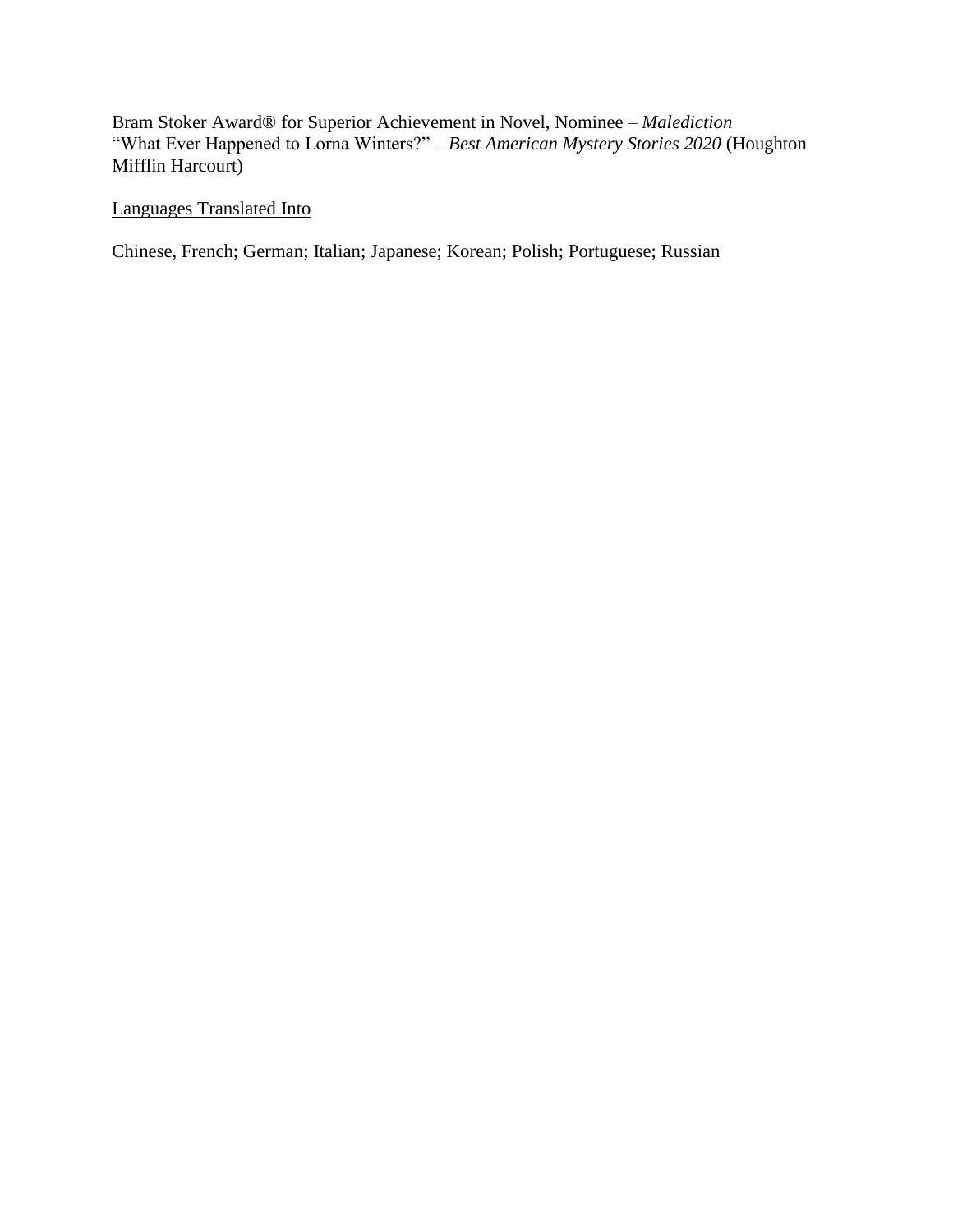Bram Stoker Award® for Superior Achievement in Novel, Nominee – *Malediction*
"What Ever Happened to Lorna Winters?" – *Best American Mystery Stories 2020* (Houghton Mifflin Harcourt)

<u>Languages Translated Into</u>

Chinese, French; German; Italian; Japanese; Korean; Polish; Portuguese; Russian